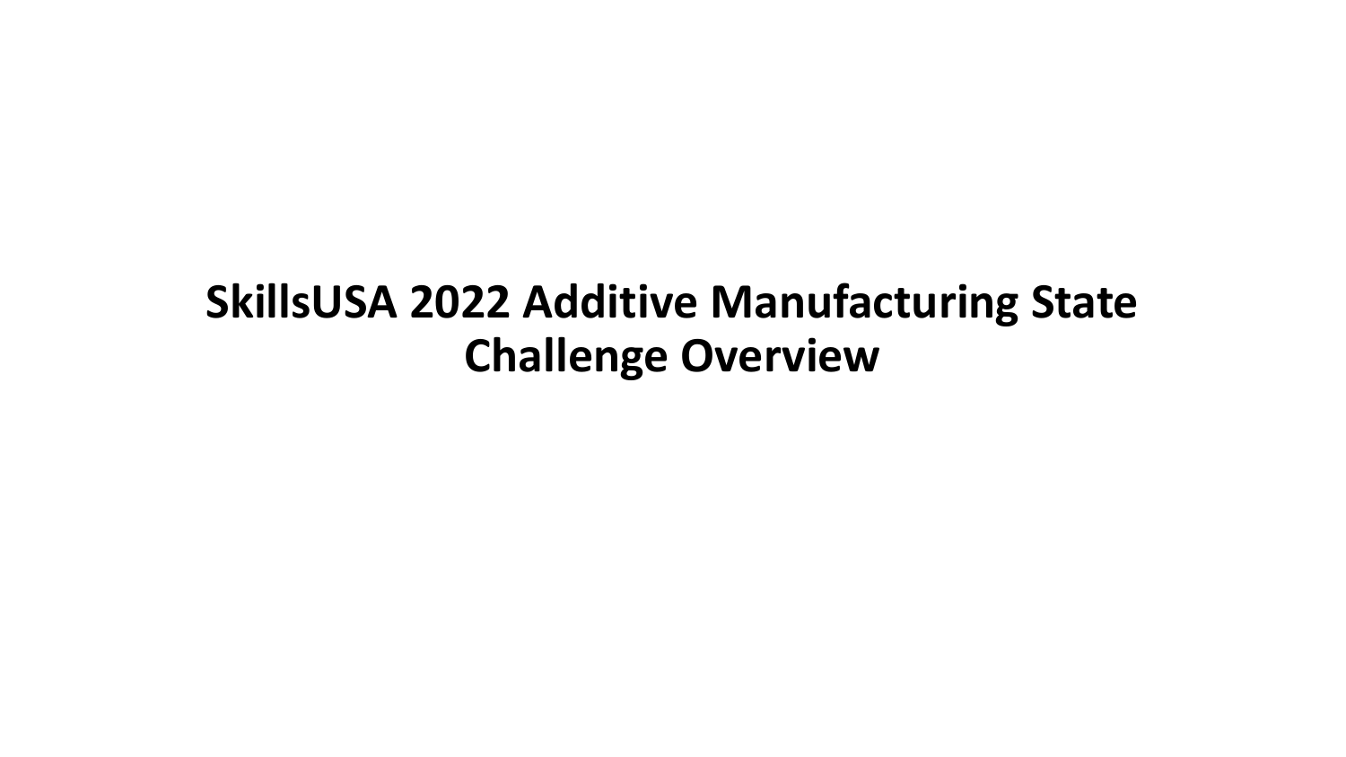# SkillsUSA 2022 Additive Manufacturing State Challenge Overview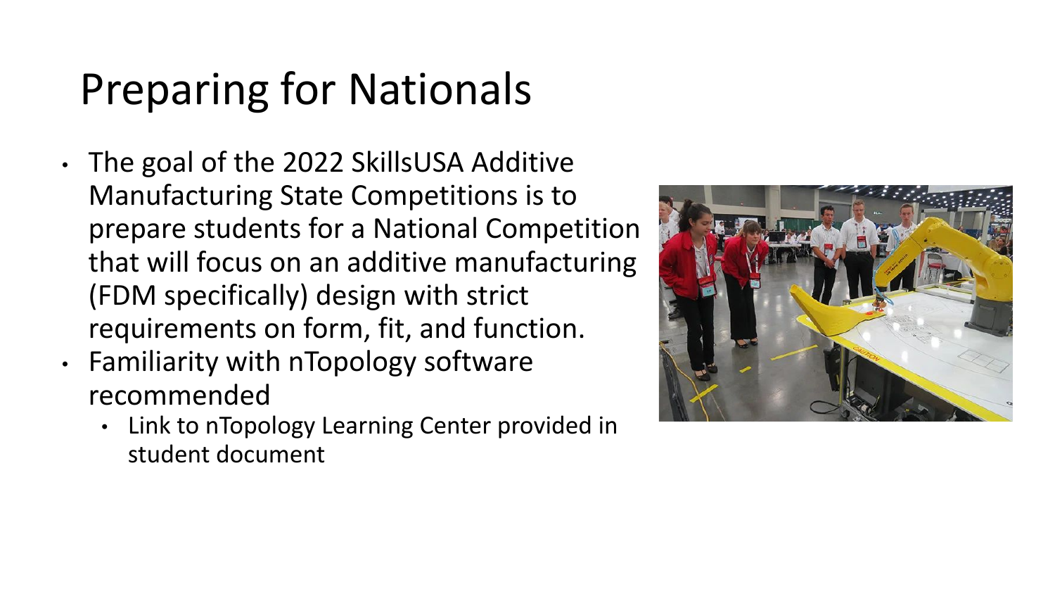# Preparing for Nationals

- The goal of the 2022 SkillsUSA Additive Manufacturing State Competitions is to prepare students for a National Competition that will focus on an additive manufacturing (FDM specifically) design with strict requirements on form, fit, and function.
- Familiarity with nTopology software recommended
  - Link to nTopology Learning Center provided in student document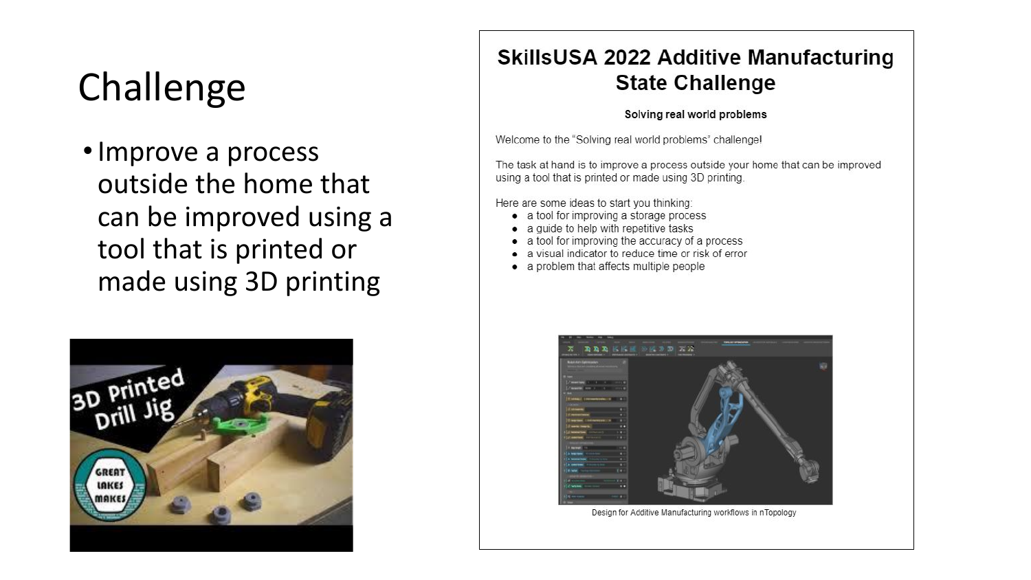# Challenge

- Improve a process outside the home that can be improved using a tool that is printed or made using 3D printing

## SkillsUSA 2022 Additive Manufacturing State Challenge

**Solving real world problems**

Welcome to the "Solving real world problems" challenge!

The task at hand is to improve a process outside your home that can be improved using a tool that is printed or made using 3D printing.

Here are some ideas to start you thinking:

- a tool for improving a storage process
- a guide to help with repetitive tasks
- a tool for improving the accuracy of a process
- a visual indicator to reduce time or risk of error
- a problem that affects multiple people

Design for Additive Manufacturing workflows in nTopology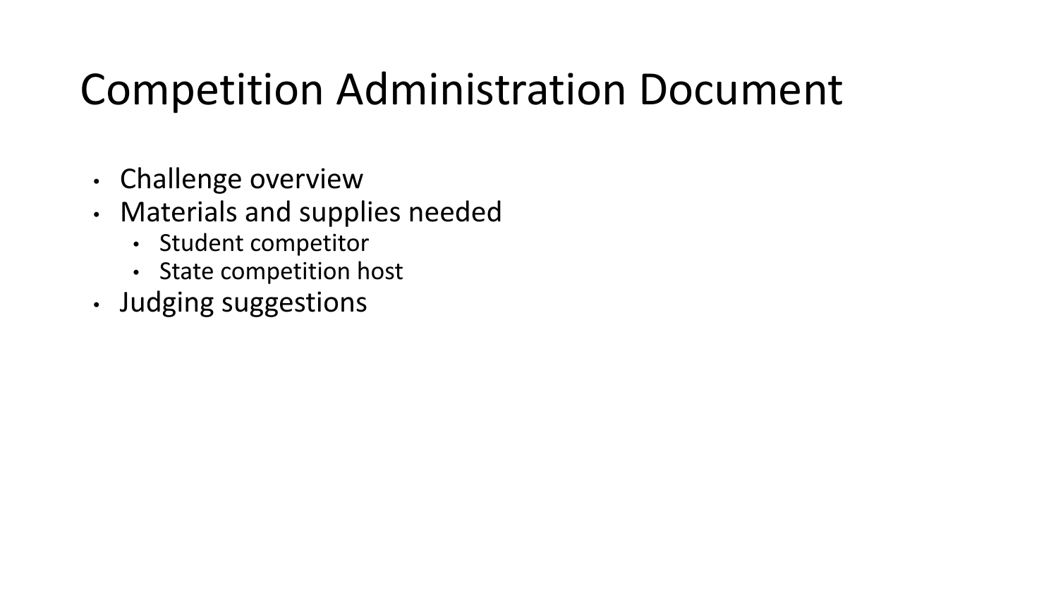# Competition Administration Document

- Challenge overview
- Materials and supplies needed
  - Student competitor
  - State competition host
- Judging suggestions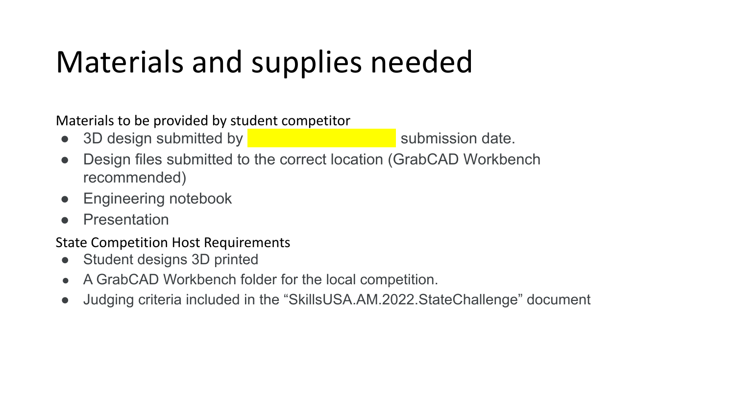# Materials and supplies needed

Materials to be provided by student competitor

- 3D design submitted by submission date.
- Design files submitted to the correct location (GrabCAD Workbench recommended)
- Engineering notebook
- Presentation

State Competition Host Requirements

- Student designs 3D printed
- A GrabCAD Workbench folder for the local competition.
- Judging criteria included in the “SkillsUSA.AM.2022.StateChallenge” document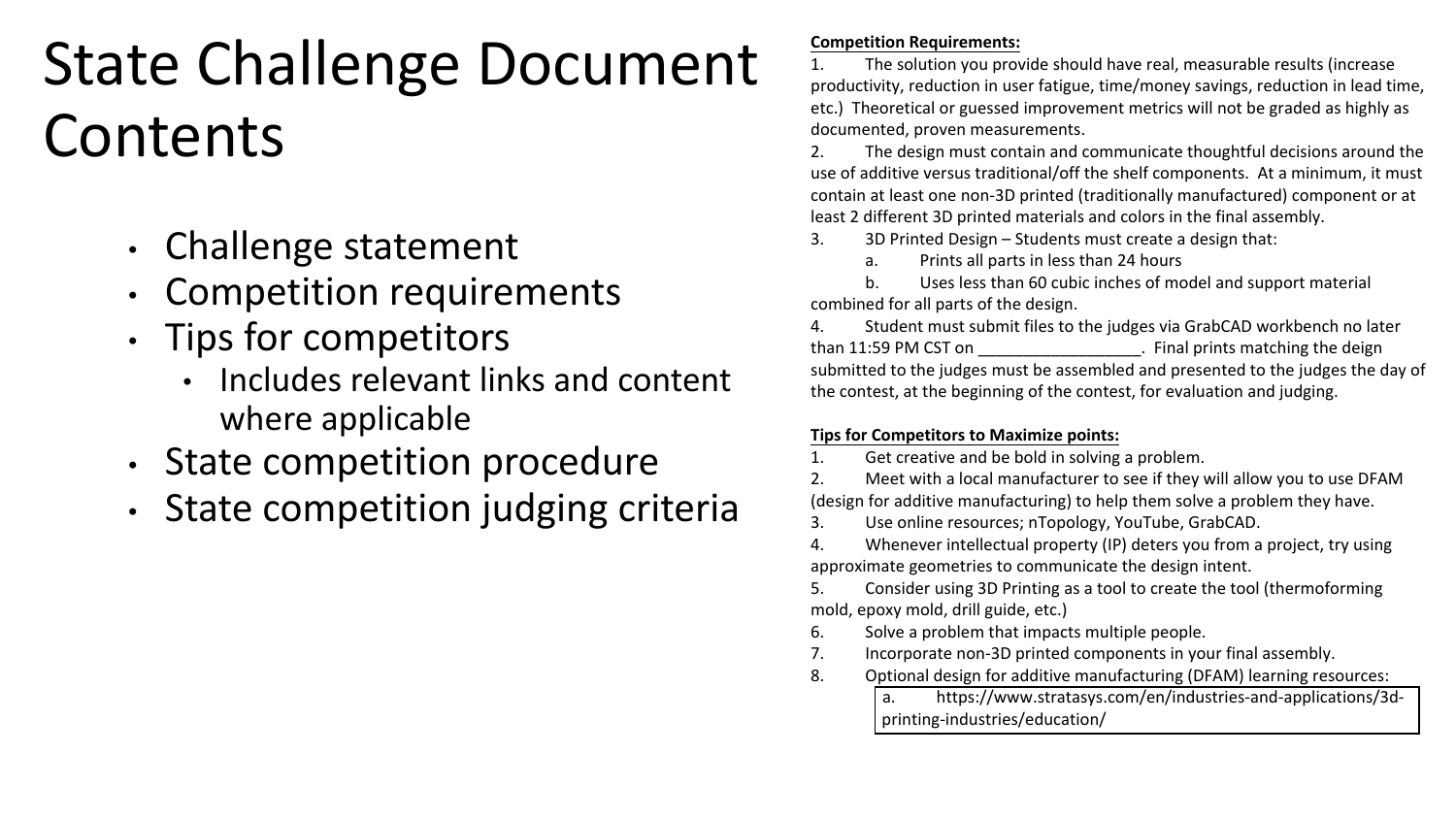# State Challenge Document Contents

- Challenge statement
- Competition requirements
- Tips for competitors
  - Includes relevant links and content where applicable
- State competition procedure
- State competition judging criteria

**Competition Requirements:**

1. The solution you provide should have real, measurable results (increase productivity, reduction in user fatigue, time/money savings, reduction in lead time, etc.) Theoretical or guessed improvement metrics will not be graded as highly as documented, proven measurements.
2. The design must contain and communicate thoughtful decisions around the use of additive versus traditional/off the shelf components. At a minimum, it must contain at least one non-3D printed (traditionally manufactured) component or at least 2 different 3D printed materials and colors in the final assembly.
3. 3D Printed Design – Students must create a design that:
   a. Prints all parts in less than 24 hours
   b. Uses less than 60 cubic inches of model and support material combined for all parts of the design.
4. Student must submit files to the judges via GrabCAD workbench no later than 11:59 PM CST on __________________. Final prints matching the deign submitted to the judges must be assembled and presented to the judges the day of the contest, at the beginning of the contest, for evaluation and judging.

**Tips for Competitors to Maximize points:**

1. Get creative and be bold in solving a problem.
2. Meet with a local manufacturer to see if they will allow you to use DFAM (design for additive manufacturing) to help them solve a problem they have.
3. Use online resources; nTopology, YouTube, GrabCAD.
4. Whenever intellectual property (IP) deters you from a project, try using approximate geometries to communicate the design intent.
5. Consider using 3D Printing as a tool to create the tool (thermoforming mold, epoxy mold, drill guide, etc.)
6. Solve a problem that impacts multiple people.
7. Incorporate non-3D printed components in your final assembly.
8. Optional design for additive manufacturing (DFAM) learning resources:
   a. https://www.stratasys.com/en/industries-and-applications/3d-printing-industries/education/